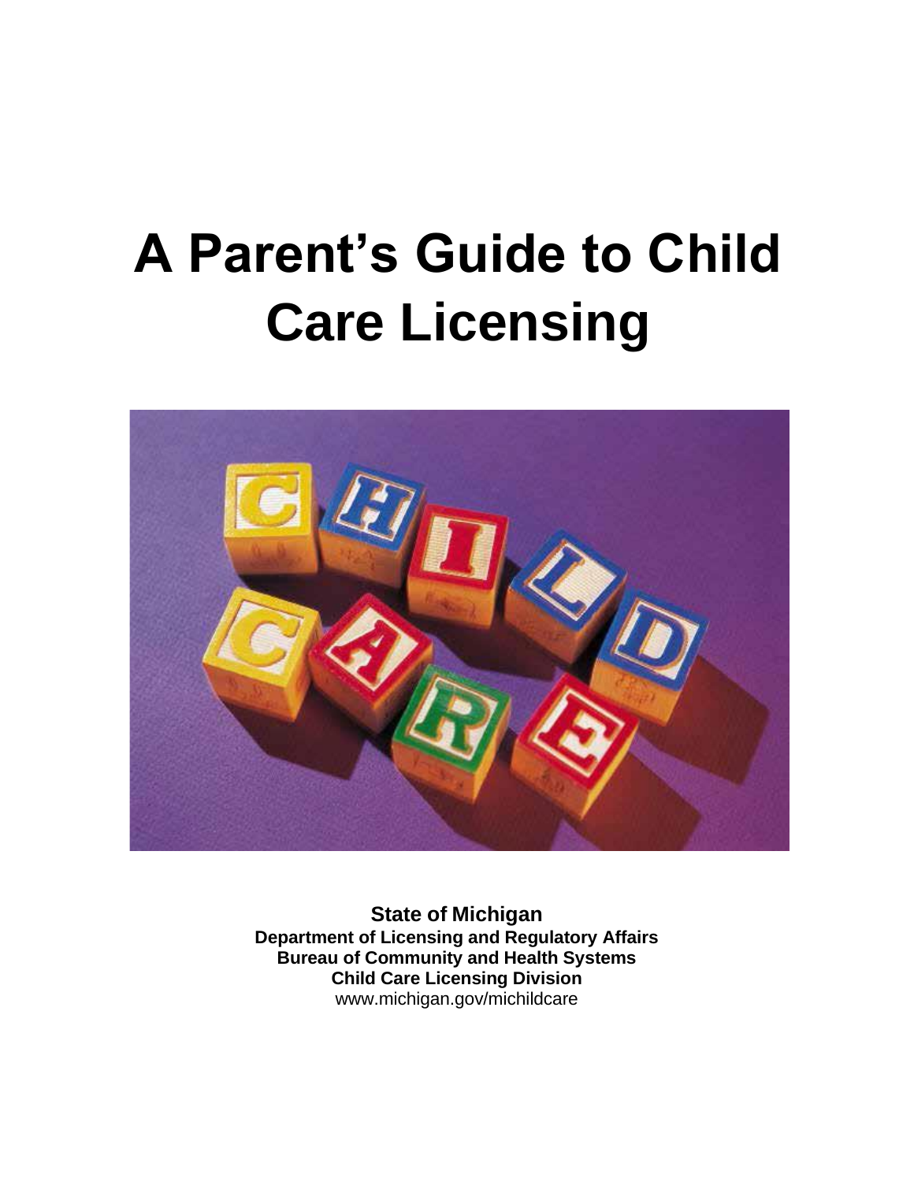# A Parent's Guide to Child Care Licensing

**State of Michigan**
**Department of Licensing and Regulatory Affairs**
**Bureau of Community and Health Systems**
**Child Care Licensing Division**
www.michigan.gov/michildcare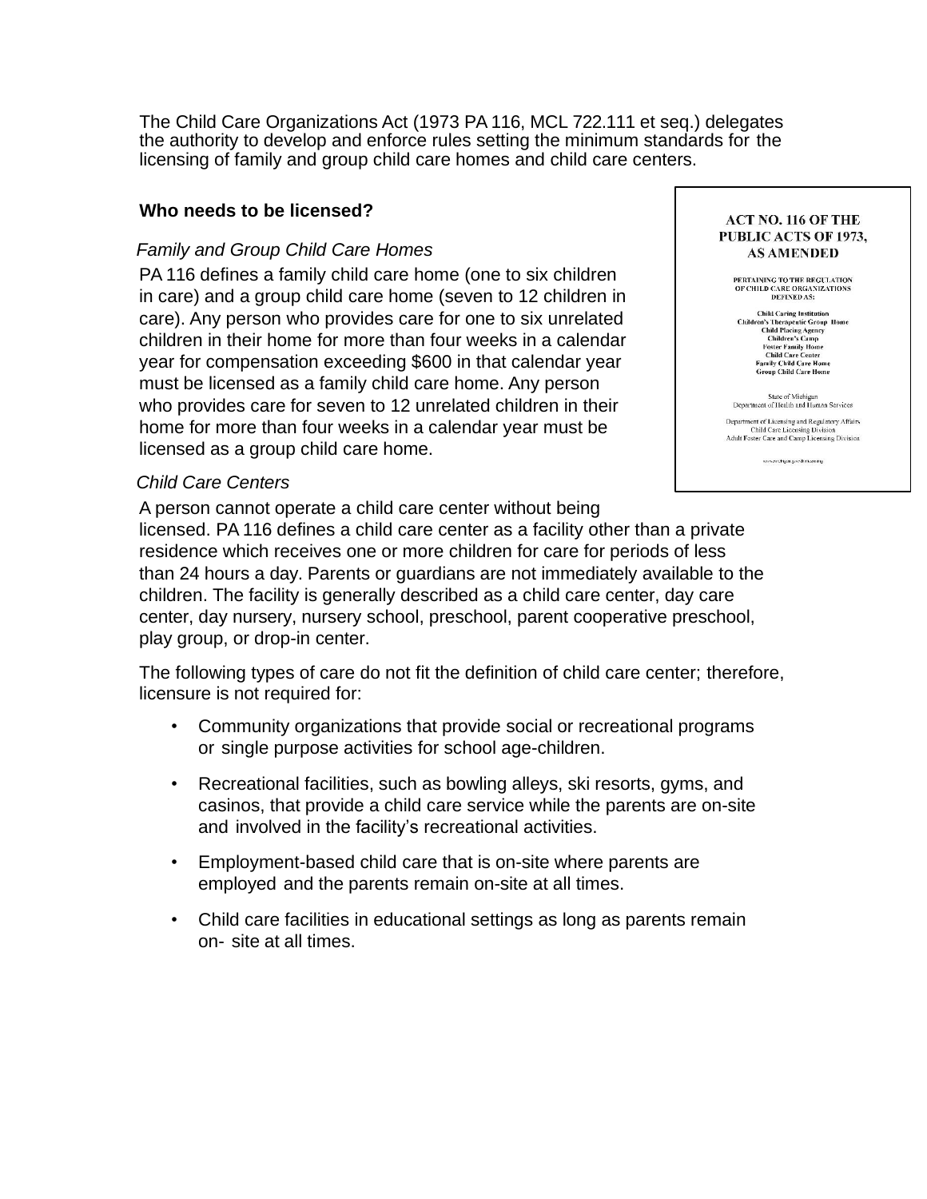The Child Care Organizations Act (1973 PA 116, MCL 722.111 et seq.) delegates the authority to develop and enforce rules setting the minimum standards for the licensing of family and group child care homes and child care centers.

## Who needs to be licensed?

### *Family and Group Child Care Homes*

PA 116 defines a family child care home (one to six children in care) and a group child care home (seven to 12 children in care). Any person who provides care for one to six unrelated children in their home for more than four weeks in a calendar year for compensation exceeding $600 in that calendar year must be licensed as a family child care home. Any person who provides care for seven to 12 unrelated children in their home for more than four weeks in a calendar year must be licensed as a group child care home.

### *Child Care Centers*

A person cannot operate a child care center without being licensed. PA 116 defines a child care center as a facility other than a private residence which receives one or more children for care for periods of less than 24 hours a day. Parents or guardians are not immediately available to the children. The facility is generally described as a child care center, day care center, day nursery, nursery school, preschool, parent cooperative preschool, play group, or drop-in center.

The following types of care do not fit the definition of child care center; therefore, licensure is not required for:

- Community organizations that provide social or recreational programs or single purpose activities for school age-children.
- Recreational facilities, such as bowling alleys, ski resorts, gyms, and casinos, that provide a child care service while the parents are on-site and involved in the facility's recreational activities.
- Employment-based child care that is on-site where parents are employed and the parents remain on-site at all times.
- Child care facilities in educational settings as long as parents remain on-site at all times.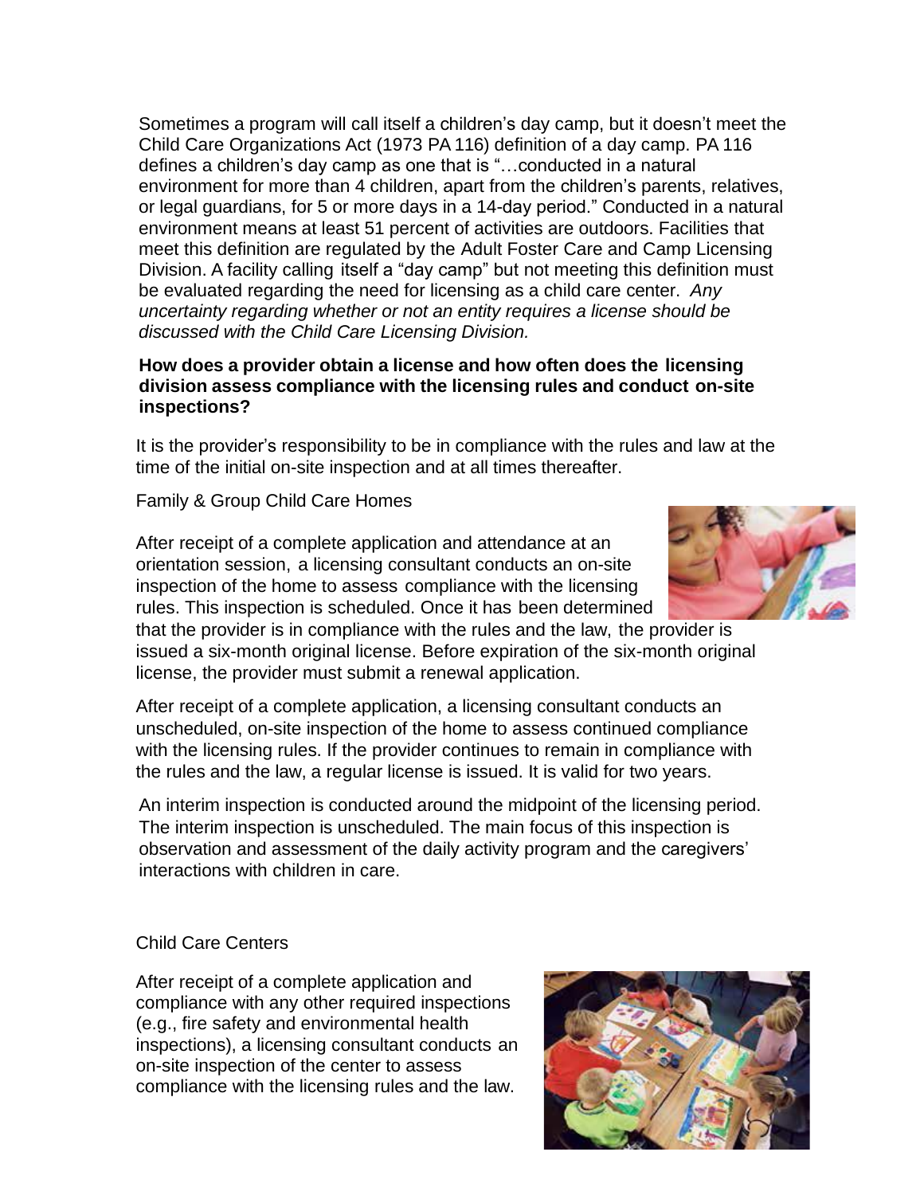Sometimes a program will call itself a children's day camp, but it doesn't meet the Child Care Organizations Act (1973 PA 116) definition of a day camp. PA 116 defines a children's day camp as one that is "…conducted in a natural environment for more than 4 children, apart from the children's parents, relatives, or legal guardians, for 5 or more days in a 14-day period." Conducted in a natural environment means at least 51 percent of activities are outdoors. Facilities that meet this definition are regulated by the Adult Foster Care and Camp Licensing Division. A facility calling itself a "day camp" but not meeting this definition must be evaluated regarding the need for licensing as a child care center. *Any uncertainty regarding whether or not an entity requires a license should be discussed with the Child Care Licensing Division.*

**How does a provider obtain a license and how often does the licensing division assess compliance with the licensing rules and conduct on-site inspections?**

It is the provider's responsibility to be in compliance with the rules and law at the time of the initial on-site inspection and at all times thereafter.

Family & Group Child Care Homes

After receipt of a complete application and attendance at an orientation session, a licensing consultant conducts an on-site inspection of the home to assess compliance with the licensing rules. This inspection is scheduled. Once it has been determined that the provider is in compliance with the rules and the law, the provider is issued a six-month original license. Before expiration of the six-month original license, the provider must submit a renewal application.

After receipt of a complete application, a licensing consultant conducts an unscheduled, on-site inspection of the home to assess continued compliance with the licensing rules. If the provider continues to remain in compliance with the rules and the law, a regular license is issued. It is valid for two years.

An interim inspection is conducted around the midpoint of the licensing period. The interim inspection is unscheduled. The main focus of this inspection is observation and assessment of the daily activity program and the caregivers' interactions with children in care.

Child Care Centers

After receipt of a complete application and compliance with any other required inspections (e.g., fire safety and environmental health inspections), a licensing consultant conducts an on-site inspection of the center to assess compliance with the licensing rules and the law.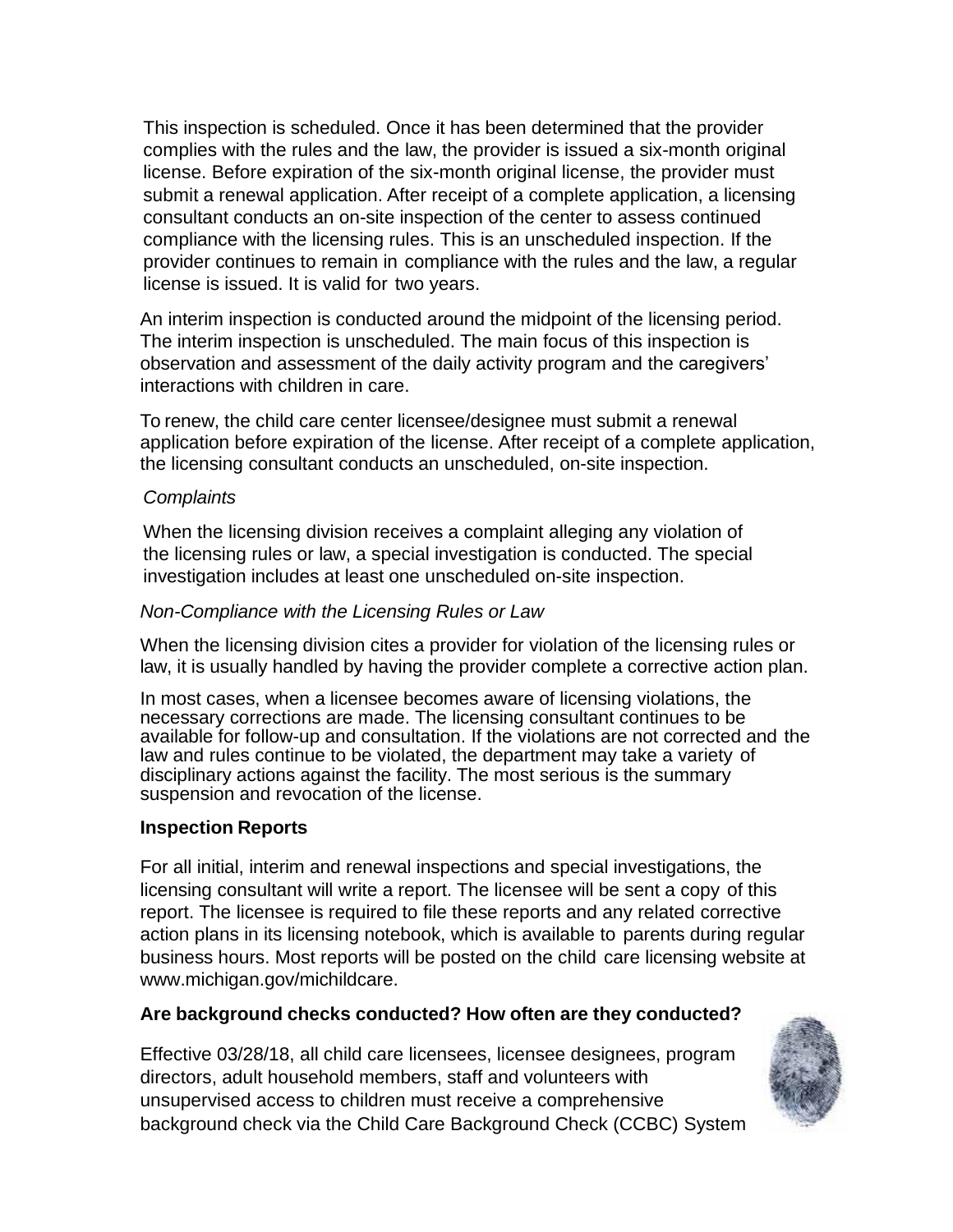This inspection is scheduled. Once it has been determined that the provider complies with the rules and the law, the provider is issued a six-month original license. Before expiration of the six-month original license, the provider must submit a renewal application. After receipt of a complete application, a licensing consultant conducts an on-site inspection of the center to assess continued compliance with the licensing rules. This is an unscheduled inspection. If the provider continues to remain in compliance with the rules and the law, a regular license is issued. It is valid for two years.

An interim inspection is conducted around the midpoint of the licensing period. The interim inspection is unscheduled. The main focus of this inspection is observation and assessment of the daily activity program and the caregivers' interactions with children in care.

To renew, the child care center licensee/designee must submit a renewal application before expiration of the license. After receipt of a complete application, the licensing consultant conducts an unscheduled, on-site inspection.

*Complaints*

When the licensing division receives a complaint alleging any violation of the licensing rules or law, a special investigation is conducted. The special investigation includes at least one unscheduled on-site inspection.

*Non-Compliance with the Licensing Rules or Law*

When the licensing division cites a provider for violation of the licensing rules or law, it is usually handled by having the provider complete a corrective action plan.

In most cases, when a licensee becomes aware of licensing violations, the necessary corrections are made. The licensing consultant continues to be available for follow-up and consultation. If the violations are not corrected and the law and rules continue to be violated, the department may take a variety of disciplinary actions against the facility. The most serious is the summary suspension and revocation of the license.

**Inspection Reports**

For all initial, interim and renewal inspections and special investigations, the licensing consultant will write a report. The licensee will be sent a copy of this report. The licensee is required to file these reports and any related corrective action plans in its licensing notebook, which is available to parents during regular business hours. Most reports will be posted on the child care licensing website at www.michigan.gov/michildcare.

**Are background checks conducted? How often are they conducted?**

Effective 03/28/18, all child care licensees, licensee designees, program directors, adult household members, staff and volunteers with unsupervised access to children must receive a comprehensive background check via the Child Care Background Check (CCBC) System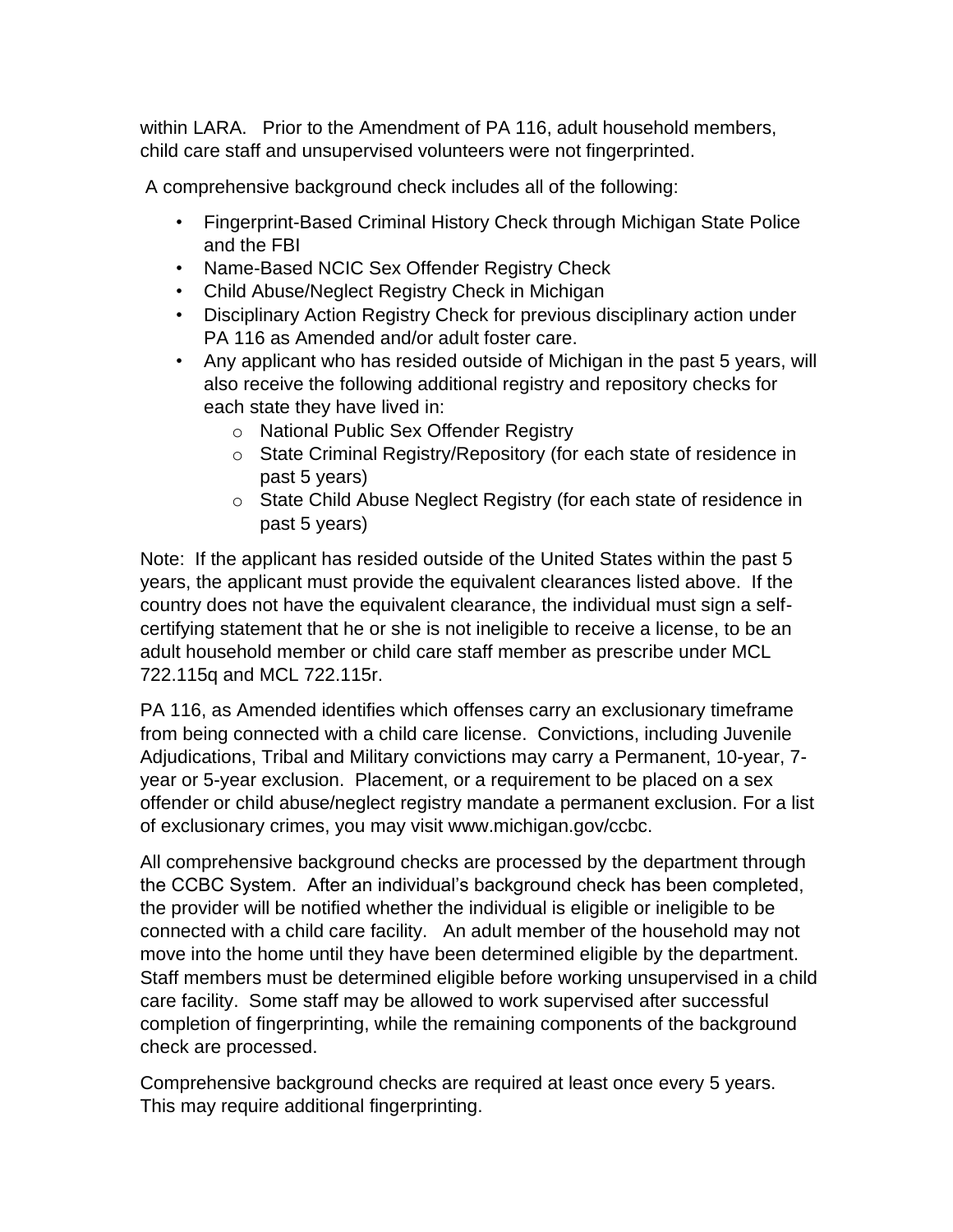within LARA. Prior to the Amendment of PA 116, adult household members, child care staff and unsupervised volunteers were not fingerprinted.

A comprehensive background check includes all of the following:

- Fingerprint-Based Criminal History Check through Michigan State Police and the FBI
- Name-Based NCIC Sex Offender Registry Check
- Child Abuse/Neglect Registry Check in Michigan
- Disciplinary Action Registry Check for previous disciplinary action under PA 116 as Amended and/or adult foster care.
- Any applicant who has resided outside of Michigan in the past 5 years, will also receive the following additional registry and repository checks for each state they have lived in:
  - National Public Sex Offender Registry
  - State Criminal Registry/Repository (for each state of residence in past 5 years)
  - State Child Abuse Neglect Registry (for each state of residence in past 5 years)

Note: If the applicant has resided outside of the United States within the past 5 years, the applicant must provide the equivalent clearances listed above. If the country does not have the equivalent clearance, the individual must sign a self-certifying statement that he or she is not ineligible to receive a license, to be an adult household member or child care staff member as prescribe under MCL 722.115q and MCL 722.115r.

PA 116, as Amended identifies which offenses carry an exclusionary timeframe from being connected with a child care license. Convictions, including Juvenile Adjudications, Tribal and Military convictions may carry a Permanent, 10-year, 7-year or 5-year exclusion. Placement, or a requirement to be placed on a sex offender or child abuse/neglect registry mandate a permanent exclusion. For a list of exclusionary crimes, you may visit www.michigan.gov/ccbc.

All comprehensive background checks are processed by the department through the CCBC System. After an individual's background check has been completed, the provider will be notified whether the individual is eligible or ineligible to be connected with a child care facility. An adult member of the household may not move into the home until they have been determined eligible by the department. Staff members must be determined eligible before working unsupervised in a child care facility. Some staff may be allowed to work supervised after successful completion of fingerprinting, while the remaining components of the background check are processed.

Comprehensive background checks are required at least once every 5 years. This may require additional fingerprinting.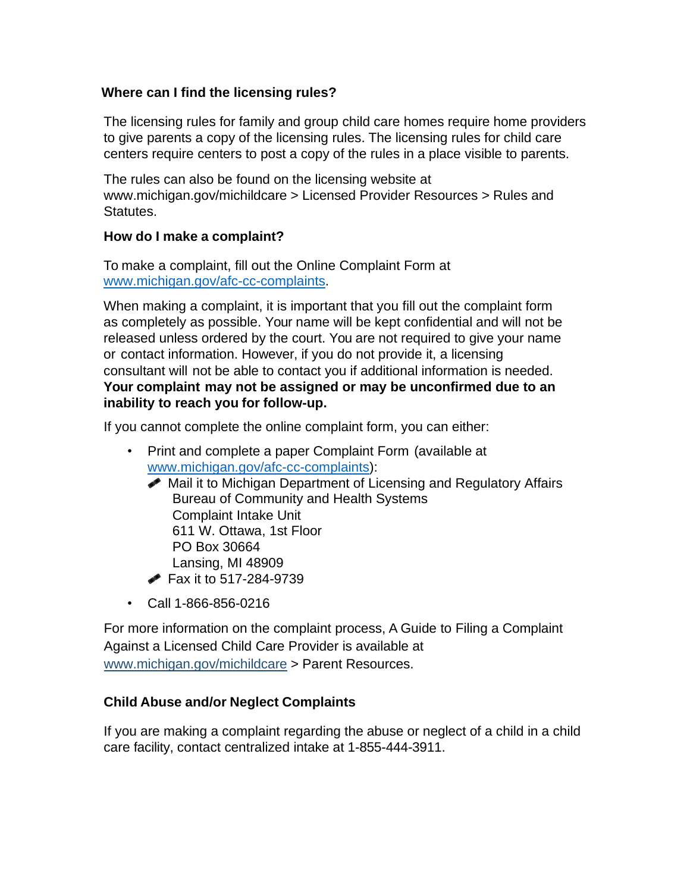### Where can I find the licensing rules?

The licensing rules for family and group child care homes require home providers to give parents a copy of the licensing rules. The licensing rules for child care centers require centers to post a copy of the rules in a place visible to parents.

The rules can also be found on the licensing website at www.michigan.gov/michildcare > Licensed Provider Resources > Rules and Statutes.

### How do I make a complaint?

To make a complaint, fill out the Online Complaint Form at www.michigan.gov/afc-cc-complaints.

When making a complaint, it is important that you fill out the complaint form as completely as possible. Your name will be kept confidential and will not be released unless ordered by the court. You are not required to give your name or contact information. However, if you do not provide it, a licensing consultant will not be able to contact you if additional information is needed. **Your complaint may not be assigned or may be unconfirmed due to an inability to reach you for follow-up.**

If you cannot complete the online complaint form, you can either:

- Print and complete a paper Complaint Form (available at www.michigan.gov/afc-cc-complaints):
  - Mail it to Michigan Department of Licensing and Regulatory Affairs
    Bureau of Community and Health Systems
    Complaint Intake Unit
    611 W. Ottawa, 1st Floor
    PO Box 30664
    Lansing, MI 48909
  - Fax it to 517-284-9739
- Call 1-866-856-0216

For more information on the complaint process, A Guide to Filing a Complaint Against a Licensed Child Care Provider is available at www.michigan.gov/michildcare > Parent Resources.

### Child Abuse and/or Neglect Complaints

If you are making a complaint regarding the abuse or neglect of a child in a child care facility, contact centralized intake at 1-855-444-3911.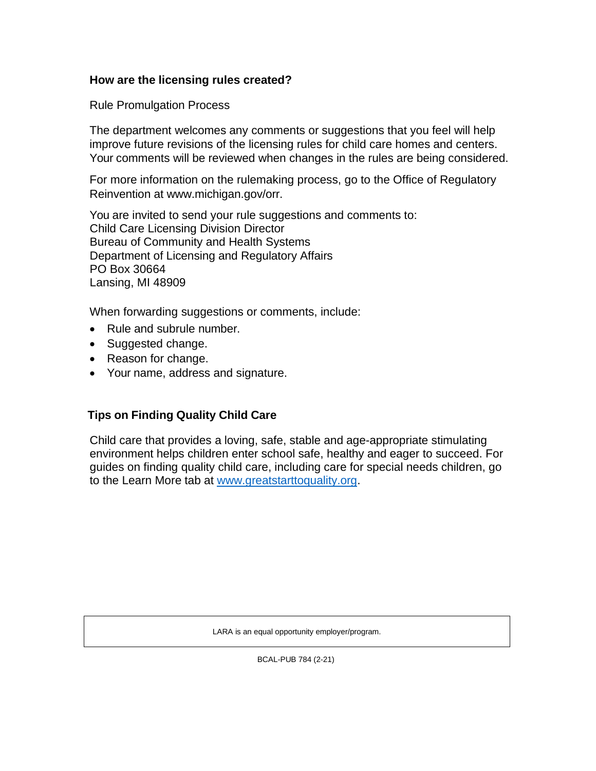### How are the licensing rules created?

Rule Promulgation Process

The department welcomes any comments or suggestions that you feel will help improve future revisions of the licensing rules for child care homes and centers. Your comments will be reviewed when changes in the rules are being considered.

For more information on the rulemaking process, go to the Office of Regulatory Reinvention at www.michigan.gov/orr.

You are invited to send your rule suggestions and comments to:
Child Care Licensing Division Director
Bureau of Community and Health Systems
Department of Licensing and Regulatory Affairs
PO Box 30664
Lansing, MI 48909

When forwarding suggestions or comments, include:

- Rule and subrule number.
- Suggested change.
- Reason for change.
- Your name, address and signature.

### Tips on Finding Quality Child Care

Child care that provides a loving, safe, stable and age-appropriate stimulating environment helps children enter school safe, healthy and eager to succeed. For guides on finding quality child care, including care for special needs children, go to the Learn More tab at [www.greatstarttoquality.org](http://www.greatstarttoquality.org).

LARA is an equal opportunity employer/program.

BCAL-PUB 784 (2-21)